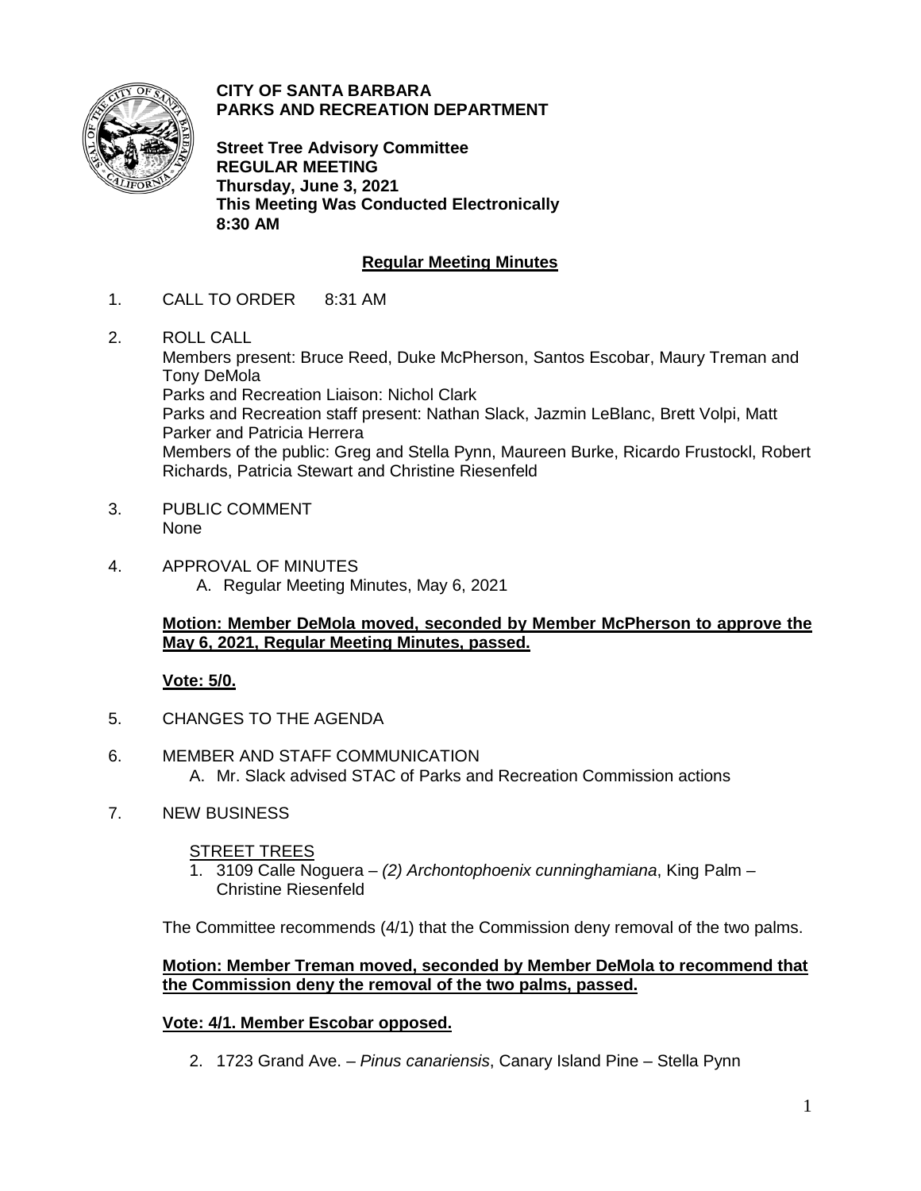**CITY OF SANTA BARBARA**
**PARKS AND RECREATION DEPARTMENT**

**Street Tree Advisory Committee**
**REGULAR MEETING**
**Thursday, June 3, 2021**
**This Meeting Was Conducted Electronically**
**8:30 AM**

## Regular Meeting Minutes

1. CALL TO ORDER 8:31 AM

2. ROLL CALL
   Members present: Bruce Reed, Duke McPherson, Santos Escobar, Maury Treman and Tony DeMola
   Parks and Recreation Liaison: Nichol Clark
   Parks and Recreation staff present: Nathan Slack, Jazmin LeBlanc, Brett Volpi, Matt Parker and Patricia Herrera
   Members of the public: Greg and Stella Pynn, Maureen Burke, Ricardo Frustockl, Robert Richards, Patricia Stewart and Christine Riesenfeld

3. PUBLIC COMMENT
   None

4. APPROVAL OF MINUTES
   A. Regular Meeting Minutes, May 6, 2021

   **Motion: Member DeMola moved, seconded by Member McPherson to approve the May 6, 2021, Regular Meeting Minutes, passed.**

   **Vote: 5/0.**

5. CHANGES TO THE AGENDA

6. MEMBER AND STAFF COMMUNICATION
   A. Mr. Slack advised STAC of Parks and Recreation Commission actions

7. NEW BUSINESS

   STREET TREES

   1. 3109 Calle Noguera – *(2) Archontophoenix cunninghamiana*, King Palm – Christine Riesenfeld

   The Committee recommends (4/1) that the Commission deny removal of the two palms.

   **Motion: Member Treman moved, seconded by Member DeMola to recommend that the Commission deny the removal of the two palms, passed.**

   **Vote: 4/1. Member Escobar opposed.**

   2. 1723 Grand Ave. – *Pinus canariensis*, Canary Island Pine – Stella Pynn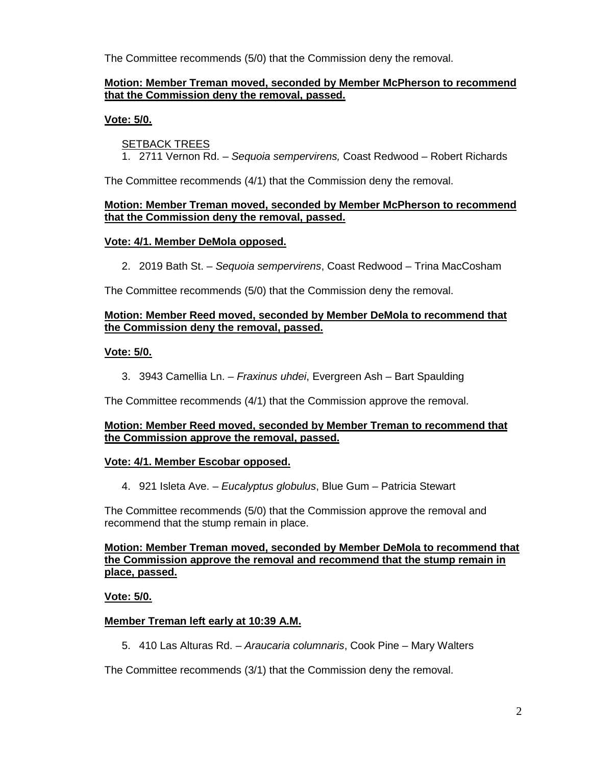The Committee recommends (5/0) that the Commission deny the removal.

**Motion: Member Treman moved, seconded by Member McPherson to recommend that the Commission deny the removal, passed.**

**Vote: 5/0.**

SETBACK TREES

1. 2711 Vernon Rd. – *Sequoia sempervirens,* Coast Redwood – Robert Richards

The Committee recommends (4/1) that the Commission deny the removal.

**Motion: Member Treman moved, seconded by Member McPherson to recommend that the Commission deny the removal, passed.**

**Vote: 4/1. Member DeMola opposed.**

2. 2019 Bath St. – *Sequoia sempervirens*, Coast Redwood – Trina MacCosham

The Committee recommends (5/0) that the Commission deny the removal.

**Motion: Member Reed moved, seconded by Member DeMola to recommend that the Commission deny the removal, passed.**

**Vote: 5/0.**

3. 3943 Camellia Ln. – *Fraxinus uhdei*, Evergreen Ash – Bart Spaulding

The Committee recommends (4/1) that the Commission approve the removal.

**Motion: Member Reed moved, seconded by Member Treman to recommend that the Commission approve the removal, passed.**

**Vote: 4/1. Member Escobar opposed.**

4. 921 Isleta Ave. – *Eucalyptus globulus*, Blue Gum – Patricia Stewart

The Committee recommends (5/0) that the Commission approve the removal and recommend that the stump remain in place.

**Motion: Member Treman moved, seconded by Member DeMola to recommend that the Commission approve the removal and recommend that the stump remain in place, passed.**

**Vote: 5/0.**

**Member Treman left early at 10:39 A.M.**

5. 410 Las Alturas Rd. – *Araucaria columnaris*, Cook Pine – Mary Walters

The Committee recommends (3/1) that the Commission deny the removal.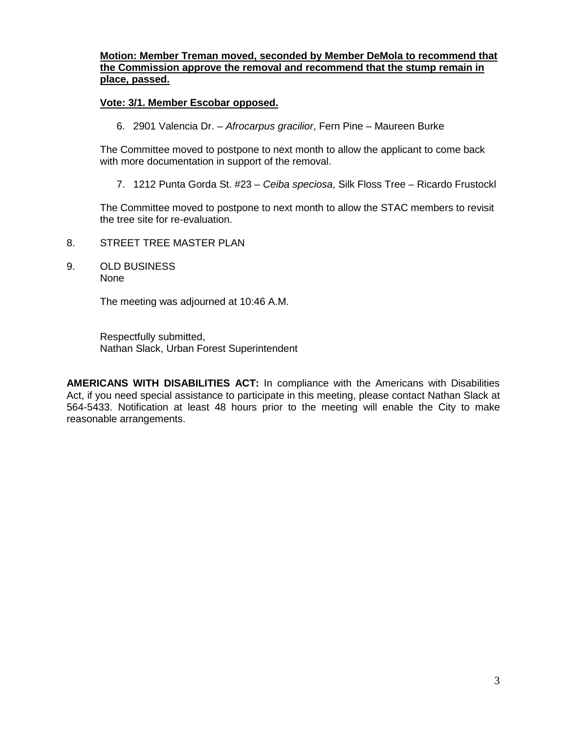**Motion: Member Treman moved, seconded by Member DeMola to recommend that the Commission approve the removal and recommend that the stump remain in place, passed.**

**Vote: 3/1. Member Escobar opposed.**

6. 2901 Valencia Dr. – *Afrocarpus gracilior*, Fern Pine – Maureen Burke

The Committee moved to postpone to next month to allow the applicant to come back with more documentation in support of the removal.

7. 1212 Punta Gorda St. #23 – *Ceiba speciosa*, Silk Floss Tree – Ricardo Frustockl

The Committee moved to postpone to next month to allow the STAC members to revisit the tree site for re-evaluation.

8. STREET TREE MASTER PLAN

9. OLD BUSINESS
   None

The meeting was adjourned at 10:46 A.M.

Respectfully submitted,
Nathan Slack, Urban Forest Superintendent

**AMERICANS WITH DISABILITIES ACT:** In compliance with the Americans with Disabilities Act, if you need special assistance to participate in this meeting, please contact Nathan Slack at 564-5433. Notification at least 48 hours prior to the meeting will enable the City to make reasonable arrangements.